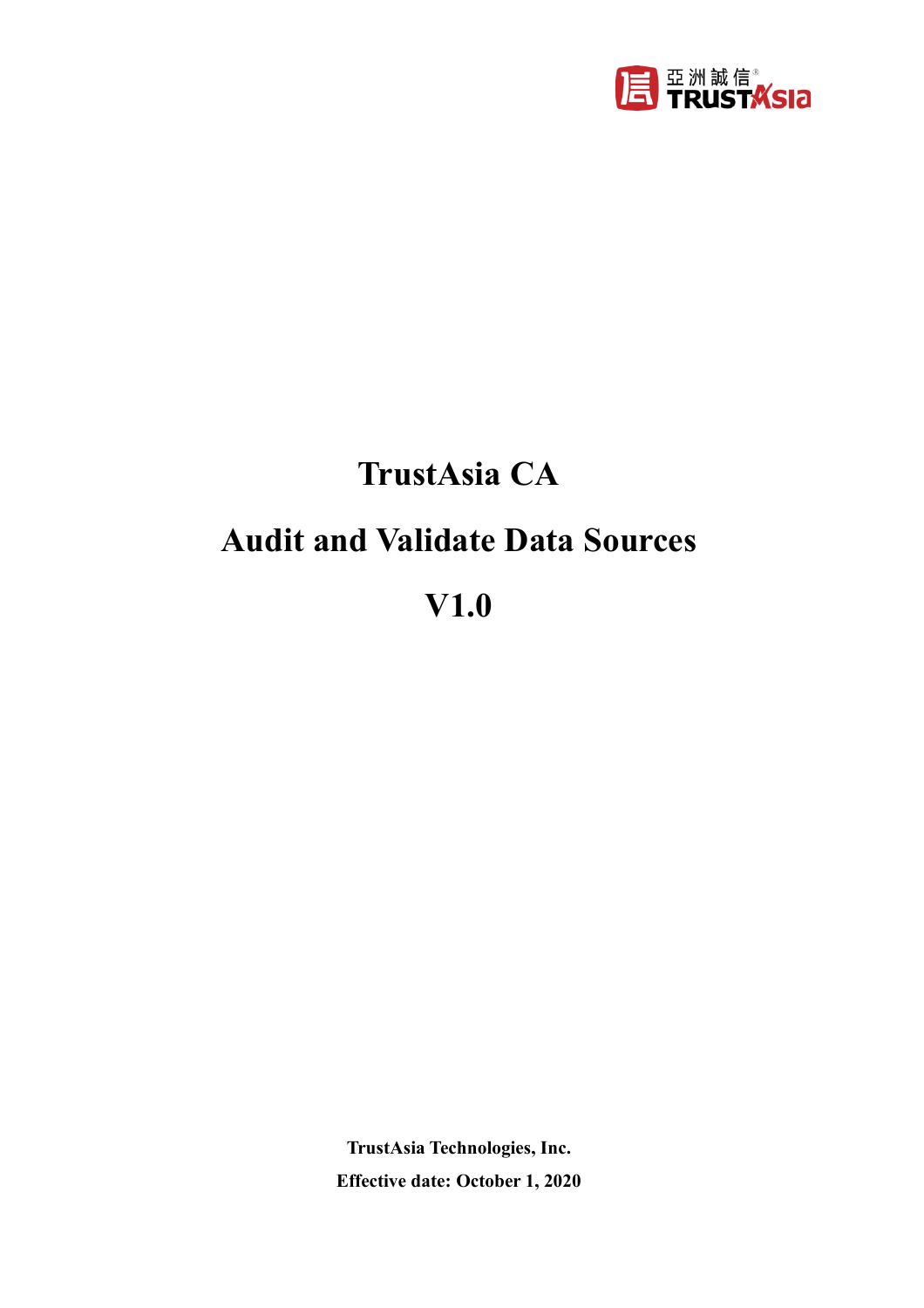# TrustAsia CA

# Audit and Validate Data Sources

# V1.0

**TrustAsia Technologies, Inc.**

**Effective date: October 1, 2020**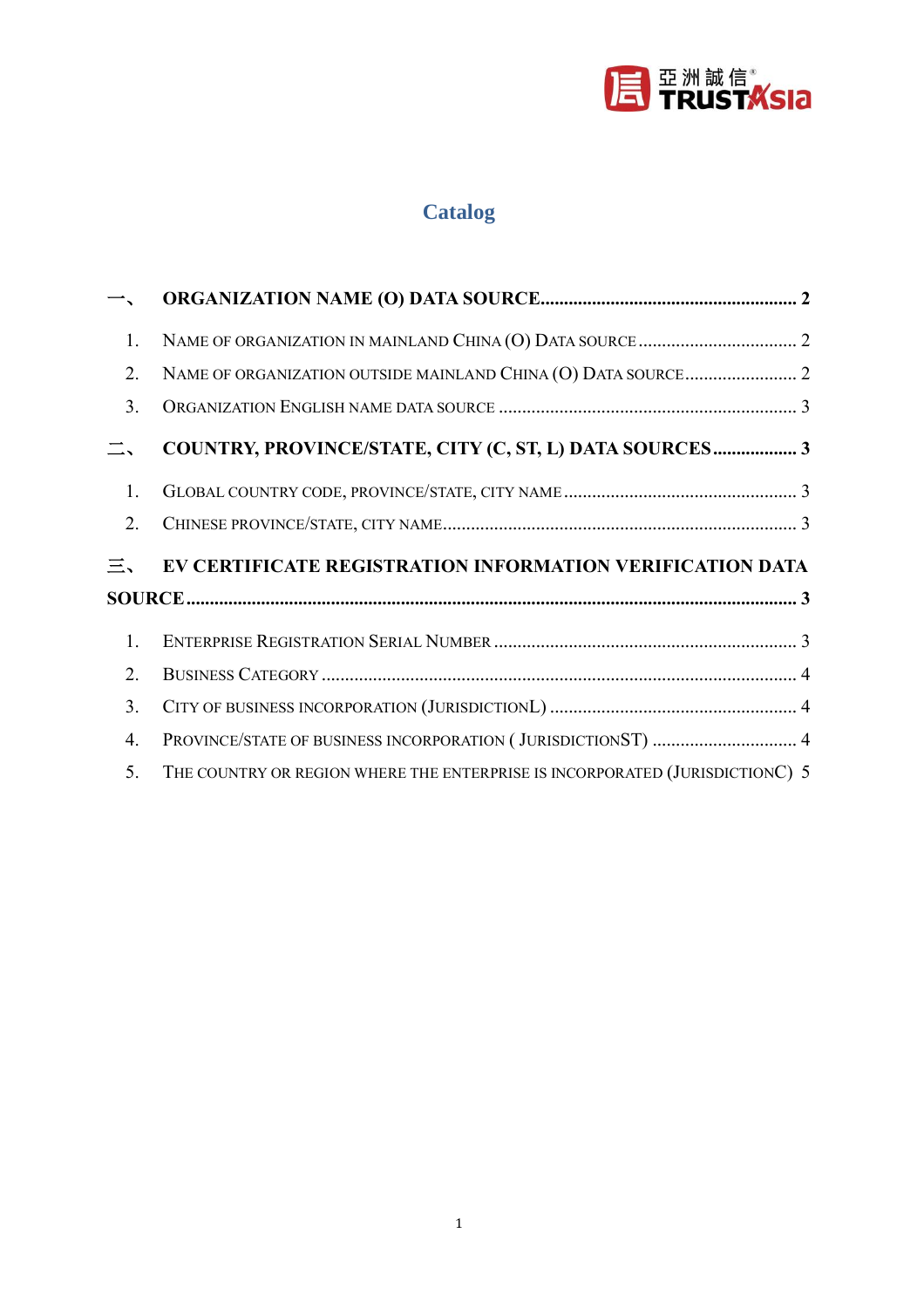# Catalog

**一、 ORGANIZATION NAME (O) DATA SOURCE ........................................................ 2**

1. Name of organization in mainland China (O) Data source ................................. 2
2. Name of organization outside mainland China (O) Data source ........................ 2
3. Organization English name data source ................................................................ 3

**二、 COUNTRY, PROVINCE/STATE, CITY (C, ST, L) DATA SOURCES .................. 3**

1. Global country code, province/state, city name .................................................. 3
2. Chinese province/state, city name........................................................................... 3

**三、 EV CERTIFICATE REGISTRATION INFORMATION VERIFICATION DATA SOURCE.................................................................................................................................. 3**

1. Enterprise Registration Serial Number ................................................................. 3
2. Business Category ..................................................................................................... 4
3. City of business incorporation (JurisdictionL) ..................................................... 4
4. Province/state of business incorporation ( JurisdictionST) ............................... 4
5. The country or region where the enterprise is incorporated (JurisdictionC) 5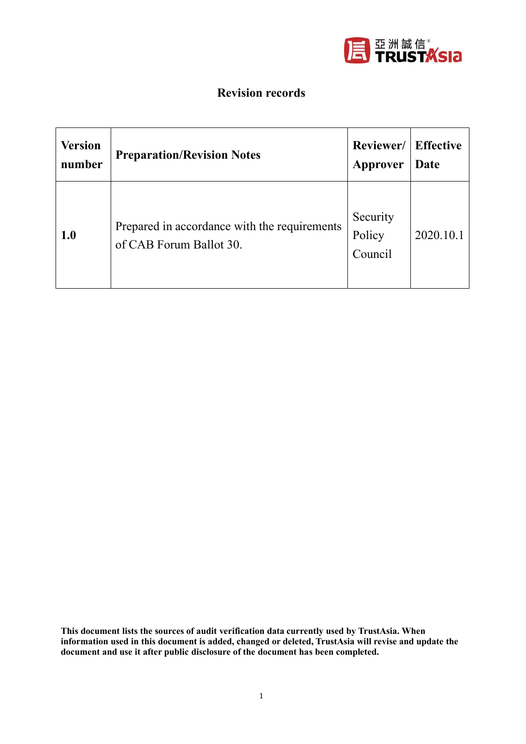## Revision records

| Version number | Preparation/Revision Notes | Reviewer/ Approver | Effective Date |
|---|---|---|---|
| **1.0** | Prepared in accordance with the requirements of CAB Forum Ballot 30. | Security Policy Council | 2020.10.1 |

**This document lists the sources of audit verification data currently used by TrustAsia. When information used in this document is added, changed or deleted, TrustAsia will revise and update the document and use it after public disclosure of the document has been completed.**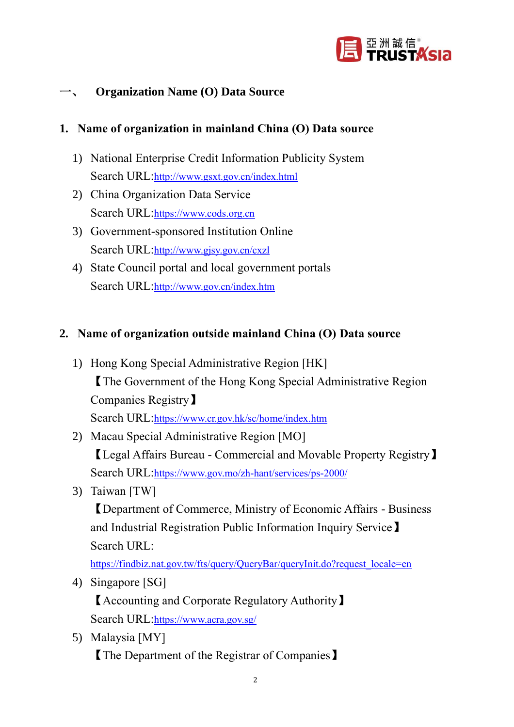## 一、 Organization Name (O) Data Source

### 1. Name of organization in mainland China (O) Data source

1) National Enterprise Credit Information Publicity System
   Search URL:http://www.gsxt.gov.cn/index.html
2) China Organization Data Service
   Search URL:https://www.cods.org.cn
3) Government-sponsored Institution Online
   Search URL:http://www.gjsy.gov.cn/cxzl
4) State Council portal and local government portals
   Search URL:http://www.gov.cn/index.htm

### 2. Name of organization outside mainland China (O) Data source

1) Hong Kong Special Administrative Region [HK]
   【The Government of the Hong Kong Special Administrative Region Companies Registry】
   Search URL:https://www.cr.gov.hk/sc/home/index.htm
2) Macau Special Administrative Region [MO]
   【Legal Affairs Bureau - Commercial and Movable Property Registry】
   Search URL:https://www.gov.mo/zh-hant/services/ps-2000/
3) Taiwan [TW]
   【Department of Commerce, Ministry of Economic Affairs - Business and Industrial Registration Public Information Inquiry Service】
   Search URL:
   https://findbiz.nat.gov.tw/fts/query/QueryBar/queryInit.do?request_locale=en
4) Singapore [SG]
   【Accounting and Corporate Regulatory Authority】
   Search URL:https://www.acra.gov.sg/
5) Malaysia [MY]
   【The Department of the Registrar of Companies】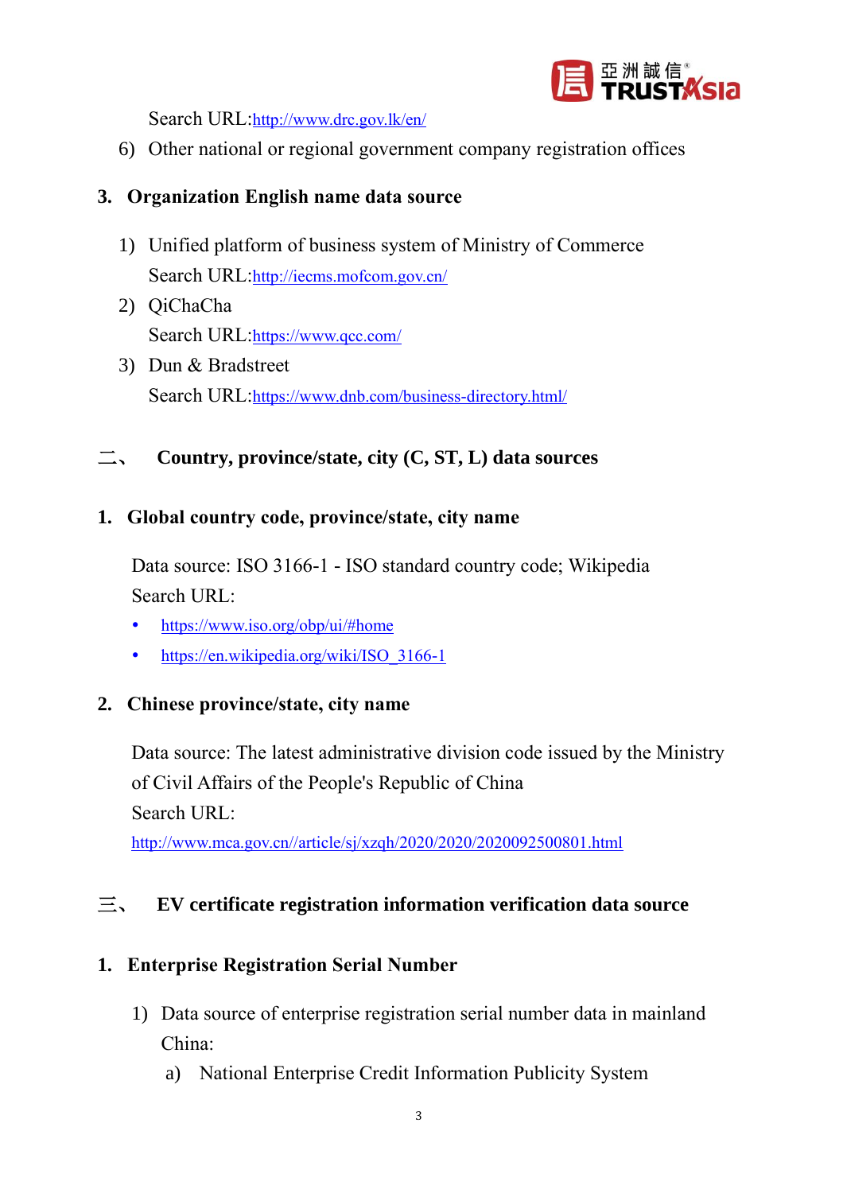Search URL:http://www.drc.gov.lk/en/

6) Other national or regional government company registration offices

### 3. Organization English name data source

1) Unified platform of business system of Ministry of Commerce
   Search URL:http://iecms.mofcom.gov.cn/
2) QiChaCha
   Search URL:https://www.qcc.com/
3) Dun & Bradstreet
   Search URL:https://www.dnb.com/business-directory.html/

## 二、 Country, province/state, city (C, ST, L) data sources

### 1. Global country code, province/state, city name

Data source: ISO 3166-1 - ISO standard country code; Wikipedia
Search URL:

- https://www.iso.org/obp/ui/#home
- https://en.wikipedia.org/wiki/ISO_3166-1

### 2. Chinese province/state, city name

Data source: The latest administrative division code issued by the Ministry of Civil Affairs of the People's Republic of China
Search URL:
http://www.mca.gov.cn//article/sj/xzqh/2020/2020/2020092500801.html

## 三、 EV certificate registration information verification data source

### 1. Enterprise Registration Serial Number

1) Data source of enterprise registration serial number data in mainland China:
   a) National Enterprise Credit Information Publicity System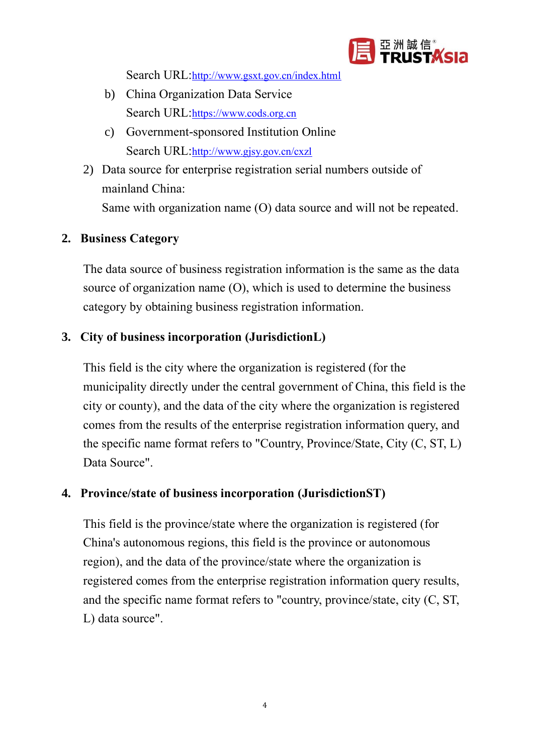Search URL:[http://www.gsxt.gov.cn/index.html](http://www.gsxt.gov.cn/index.html)

b) China Organization Data Service
   Search URL:[https://www.cods.org.cn](https://www.cods.org.cn)

c) Government-sponsored Institution Online
   Search URL:[http://www.gjsy.gov.cn/cxzl](http://www.gjsy.gov.cn/cxzl)

2) Data source for enterprise registration serial numbers outside of mainland China:
   Same with organization name (O) data source and will not be repeated.

## 2. Business Category

The data source of business registration information is the same as the data source of organization name (O), which is used to determine the business category by obtaining business registration information.

## 3. City of business incorporation (JurisdictionL)

This field is the city where the organization is registered (for the municipality directly under the central government of China, this field is the city or county), and the data of the city where the organization is registered comes from the results of the enterprise registration information query, and the specific name format refers to "Country, Province/State, City (C, ST, L) Data Source".

## 4. Province/state of business incorporation (JurisdictionST)

This field is the province/state where the organization is registered (for China's autonomous regions, this field is the province or autonomous region), and the data of the province/state where the organization is registered comes from the enterprise registration information query results, and the specific name format refers to "country, province/state, city (C, ST, L) data source".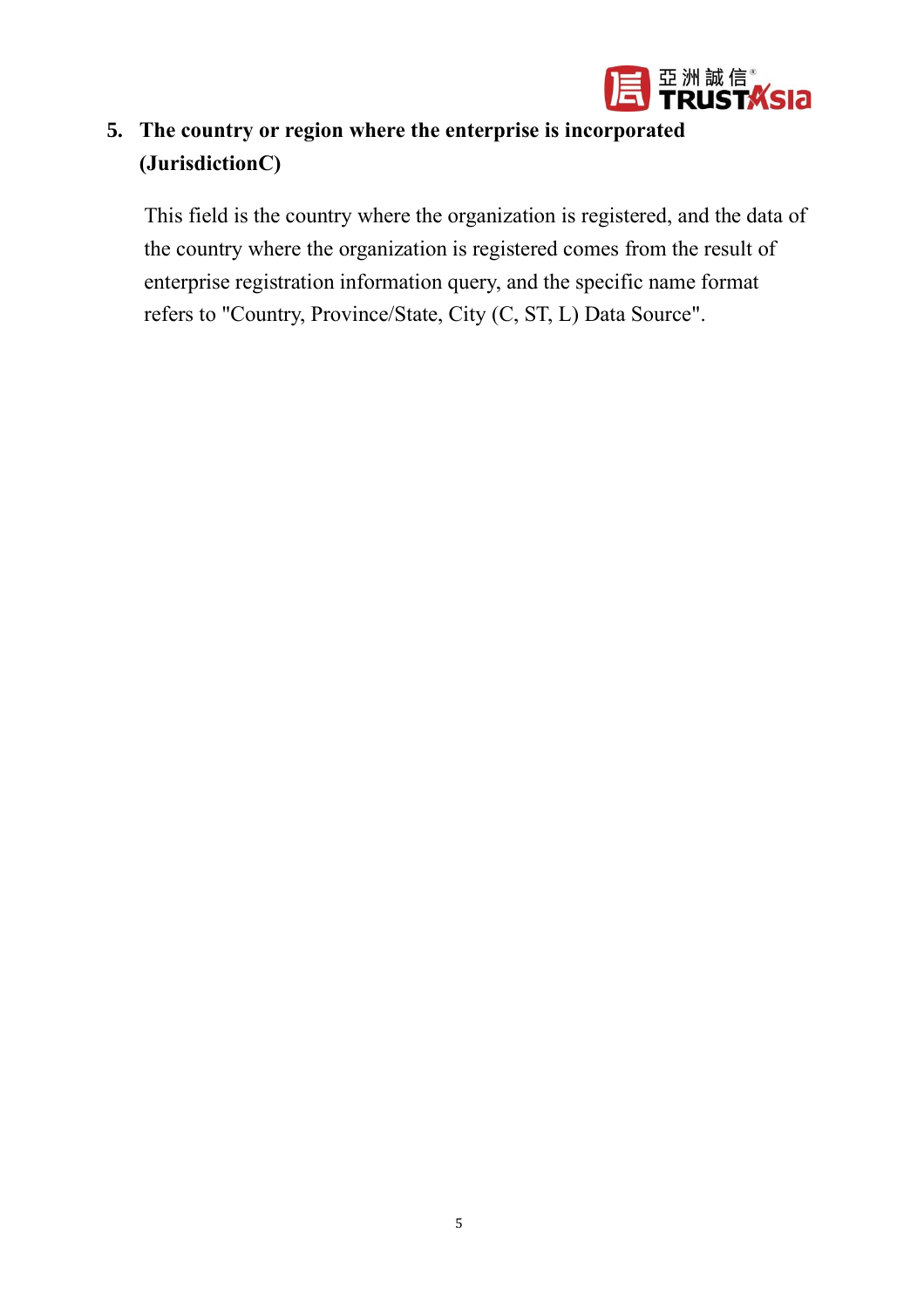## 5. The country or region where the enterprise is incorporated (JurisdictionC)

This field is the country where the organization is registered, and the data of the country where the organization is registered comes from the result of enterprise registration information query, and the specific name format refers to "Country, Province/State, City (C, ST, L) Data Source".